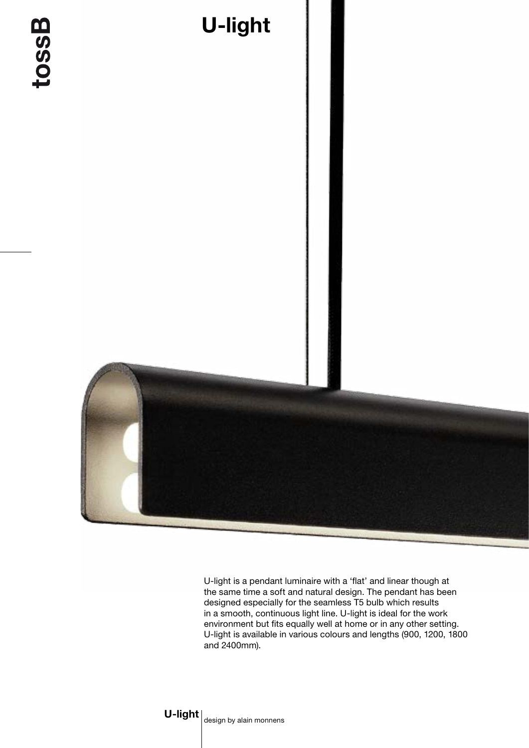# U-light

U-light is a pendant luminaire with a 'flat' and linear though at the same time a soft and natural design. The pendant has been designed especially for the seamless T5 bulb which results in a smooth, continuous light line. U-light is ideal for the work environment but fits equally well at home or in any other setting. U-light is available in various colours and lengths (900, 1200, 1800 and 2400mm).

**U-light** | design by alain monnens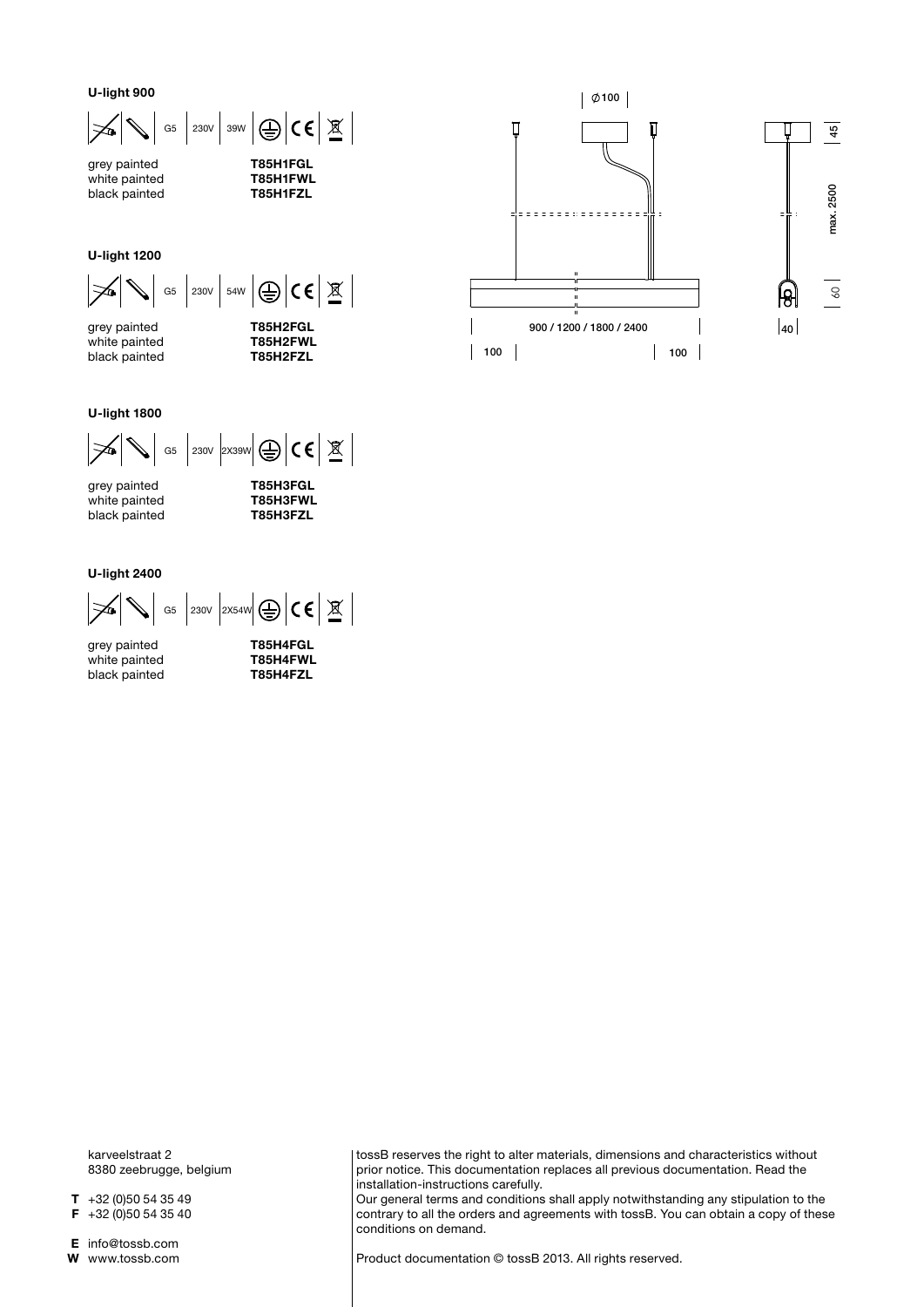## U-light 900

G5 | 230V | 39W

| | |
|---|---|
| grey painted | **T85H1FGL** |
| white painted | **T85H1FWL** |
| black painted | **T85H1FZL** |

## U-light 1200

G5 | 230V | 54W

| | |
|---|---|
| grey painted | **T85H2FGL** |
| white painted | **T85H2FWL** |
| black painted | **T85H2FZL** |

## U-light 1800

G5 | 230V | 2X39W

| | |
|---|---|
| grey painted | **T85H3FGL** |
| white painted | **T85H3FWL** |
| black painted | **T85H3FZL** |

## U-light 2400

G5 | 230V | 2X54W

| | |
|---|---|
| grey painted | **T85H4FGL** |
| white painted | **T85H4FWL** |
| black painted | **T85H4FZL** |

Ø100

45

max. 2500

60

40

900 / 1200 / 1800 / 2400

100

100

karveelstraat 2
8380 zeebrugge, belgium

**T** +32 (0)50 54 35 49
**F** +32 (0)50 54 35 40

**E** info@tossb.com
**W** www.tossb.com

tossB reserves the right to alter materials, dimensions and characteristics without prior notice. This documentation replaces all previous documentation. Read the installation-instructions carefully.
Our general terms and conditions shall apply notwithstanding any stipulation to the contrary to all the orders and agreements with tossB. You can obtain a copy of these conditions on demand.

Product documentation © tossB 2013. All rights reserved.